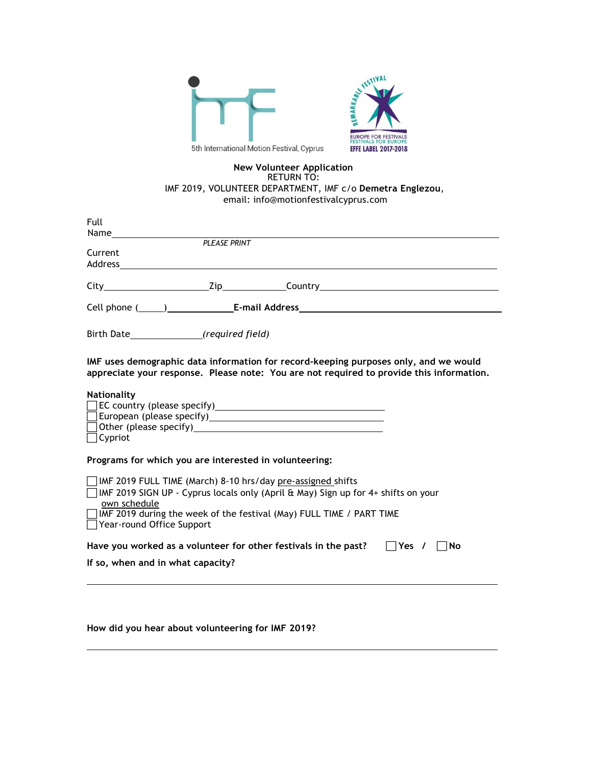5th International Motion Festival, Cyprus

REMARKABLE FESTIVAL
EUROPE FOR FESTIVALS
FESTIVALS FOR EUROPE
EFFE LABEL 2017-2018

**New Volunteer Application**
RETURN TO:
IMF 2019, VOLUNTEER DEPARTMENT, IMF c/o **Demetra Englezou**,
email: info@motionfestivalcyprus.com

Full Name\_\_\_\_\_\_\_\_\_\_\_\_\_\_\_\_\_\_\_\_\_\_\_\_\_\_\_\_\_\_\_\_\_\_\_\_\_\_\_\_\_\_\_\_\_\_\_\_\_\_
*PLEASE PRINT*

Current Address\_\_\_\_\_\_\_\_\_\_\_\_\_\_\_\_\_\_\_\_\_\_\_\_\_\_\_\_\_\_\_\_\_\_\_\_\_\_\_\_\_\_\_\_\_\_\_\_\_\_

City\_\_\_\_\_\_\_\_\_\_\_\_\_\_\_\_ Zip\_\_\_\_\_\_\_\_\_\_ Country\_\_\_\_\_\_\_\_\_\_\_\_\_\_\_\_\_\_\_\_\_\_\_\_

Cell phone (\_\_\_\_\_)\_\_\_\_\_\_\_\_\_\_\_\_ **E-mail Address**\_\_\_\_\_\_\_\_\_\_\_\_\_\_\_\_\_\_\_\_\_\_\_\_\_\_

Birth Date\_\_\_\_\_\_\_\_\_\_\_\_ *(required field)*

**IMF uses demographic data information for record-keeping purposes only, and we would appreciate your response. Please note: You are not required to provide this information.**

**Nationality**

- ☐ EC country (please specify)\_\_\_\_\_\_\_\_\_\_\_\_\_\_\_\_\_\_\_\_\_\_\_\_\_\_\_\_\_\_
- ☐ European (please specify)\_\_\_\_\_\_\_\_\_\_\_\_\_\_\_\_\_\_\_\_\_\_\_\_\_\_\_\_\_\_
- ☐ Other (please specify)\_\_\_\_\_\_\_\_\_\_\_\_\_\_\_\_\_\_\_\_\_\_\_\_\_\_\_\_\_\_
- ☐ Cypriot

**Programs for which you are interested in volunteering:**

- ☐ IMF 2019 FULL TIME (March) 8-10 hrs/day <u>pre-assigned</u> shifts
- ☐ IMF 2019 SIGN UP - Cyprus locals only (April & May) Sign up for 4+ shifts on your <u>own schedule</u>
- ☐ IMF 2019 during the week of the festival (May) FULL TIME / PART TIME
- ☐ Year-round Office Support

**Have you worked as a volunteer for other festivals in the past?** ☐ **Yes** / ☐ **No**

**If so, when and in what capacity?**

\_\_\_\_\_\_\_\_\_\_\_\_\_\_\_\_\_\_\_\_\_\_\_\_\_\_\_\_\_\_\_\_\_\_\_\_\_\_\_\_\_\_\_\_\_\_\_\_\_\_\_\_\_\_\_\_\_\_\_\_

**How did you hear about volunteering for IMF 2019?**

\_\_\_\_\_\_\_\_\_\_\_\_\_\_\_\_\_\_\_\_\_\_\_\_\_\_\_\_\_\_\_\_\_\_\_\_\_\_\_\_\_\_\_\_\_\_\_\_\_\_\_\_\_\_\_\_\_\_\_\_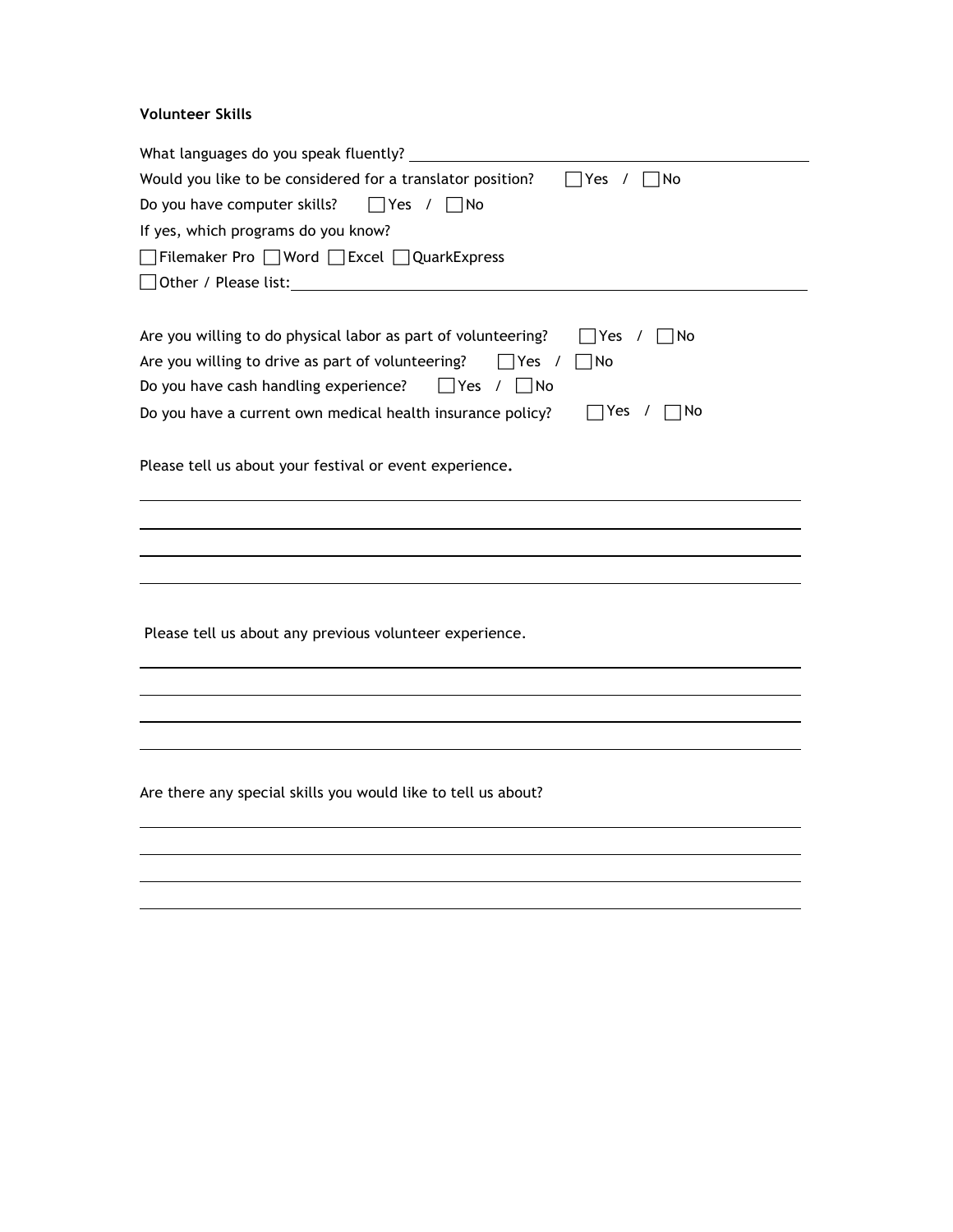**Volunteer Skills**

What languages do you speak fluently? ________________________________________

Would you like to be considered for a translator position? ☐ Yes / ☐ No

Do you have computer skills? ☐ Yes / ☐ No

If yes, which programs do you know?

☐ Filemaker Pro ☐ Word ☐ Excel ☐ QuarkExpress

☐ Other / Please list: ________________________________________

Are you willing to do physical labor as part of volunteering? ☐ Yes / ☐ No

Are you willing to drive as part of volunteering? ☐ Yes / ☐ No

Do you have cash handling experience? ☐ Yes / ☐ No

Do you have a current own medical health insurance policy? ☐ Yes / ☐ No

Please tell us about your festival or event experience.

________________________________________

________________________________________

________________________________________

________________________________________

Please tell us about any previous volunteer experience.

________________________________________

________________________________________

________________________________________

________________________________________

Are there any special skills you would like to tell us about?

________________________________________

________________________________________

________________________________________

________________________________________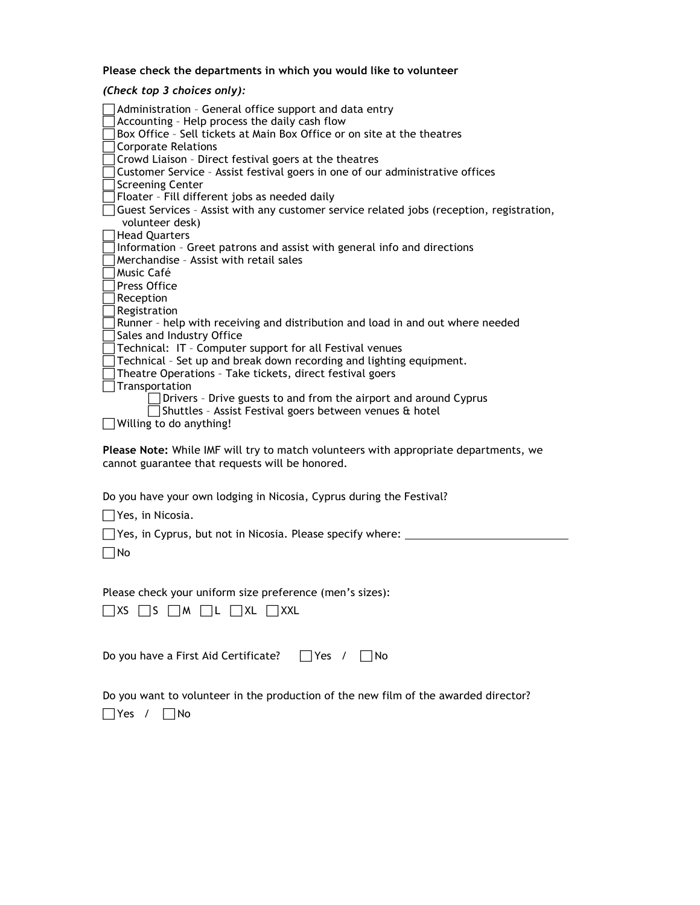**Please check the departments in which you would like to volunteer**

***(Check top 3 choices only):***

- ☐ Administration – General office support and data entry
- ☐ Accounting – Help process the daily cash flow
- ☐ Box Office – Sell tickets at Main Box Office or on site at the theatres
- ☐ Corporate Relations
- ☐ Crowd Liaison – Direct festival goers at the theatres
- ☐ Customer Service – Assist festival goers in one of our administrative offices
- ☐ Screening Center
- ☐ Floater – Fill different jobs as needed daily
- ☐ Guest Services – Assist with any customer service related jobs (reception, registration, volunteer desk)
- ☐ Head Quarters
- ☐ Information – Greet patrons and assist with general info and directions
- ☐ Merchandise – Assist with retail sales
- ☐ Music Café
- ☐ Press Office
- ☐ Reception
- ☐ Registration
- ☐ Runner – help with receiving and distribution and load in and out where needed
- ☐ Sales and Industry Office
- ☐ Technical: IT – Computer support for all Festival venues
- ☐ Technical – Set up and break down recording and lighting equipment.
- ☐ Theatre Operations – Take tickets, direct festival goers
- ☐ Transportation
  - ☐ Drivers – Drive guests to and from the airport and around Cyprus
  - ☐ Shuttles – Assist Festival goers between venues & hotel
- ☐ Willing to do anything!

**Please Note:** While IMF will try to match volunteers with appropriate departments, we cannot guarantee that requests will be honored.

Do you have your own lodging in Nicosia, Cyprus during the Festival?

☐ Yes, in Nicosia.

☐ Yes, in Cyprus, but not in Nicosia. Please specify where: ____________________________

☐ No

Please check your uniform size preference (men's sizes):

☐ XS ☐ S ☐ M ☐ L ☐ XL ☐ XXL

Do you have a First Aid Certificate? ☐ Yes / ☐ No

Do you want to volunteer in the production of the new film of the awarded director?

☐ Yes / ☐ No